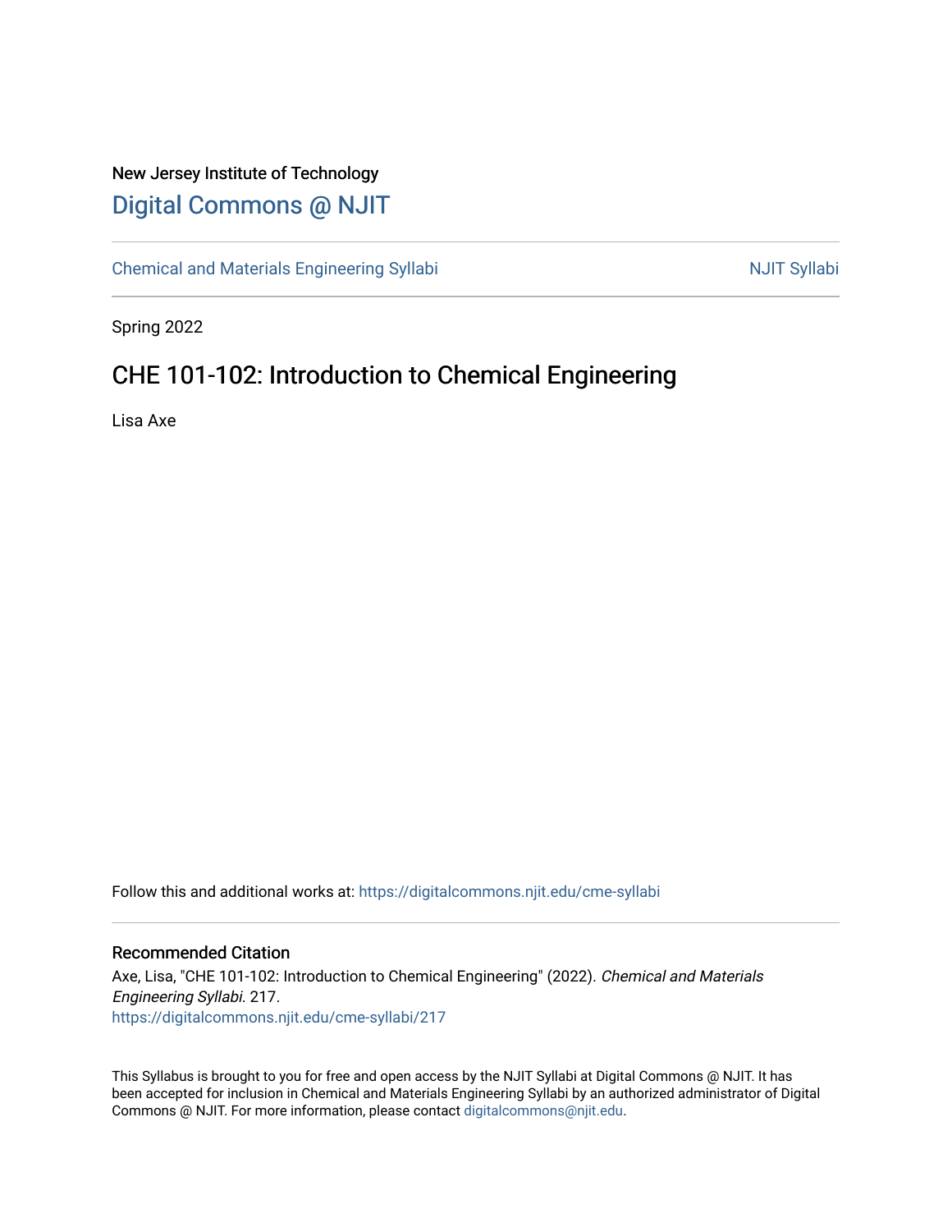New Jersey Institute of Technology

# Digital Commons @ NJIT

Chemical and Materials Engineering Syllabi | NJIT Syllabi

Spring 2022

## CHE 101-102: Introduction to Chemical Engineering

Lisa Axe

Follow this and additional works at: https://digitalcommons.njit.edu/cme-syllabi

### Recommended Citation

Axe, Lisa, "CHE 101-102: Introduction to Chemical Engineering" (2022). *Chemical and Materials Engineering Syllabi*. 217.
https://digitalcommons.njit.edu/cme-syllabi/217

This Syllabus is brought to you for free and open access by the NJIT Syllabi at Digital Commons @ NJIT. It has been accepted for inclusion in Chemical and Materials Engineering Syllabi by an authorized administrator of Digital Commons @ NJIT. For more information, please contact digitalcommons@njit.edu.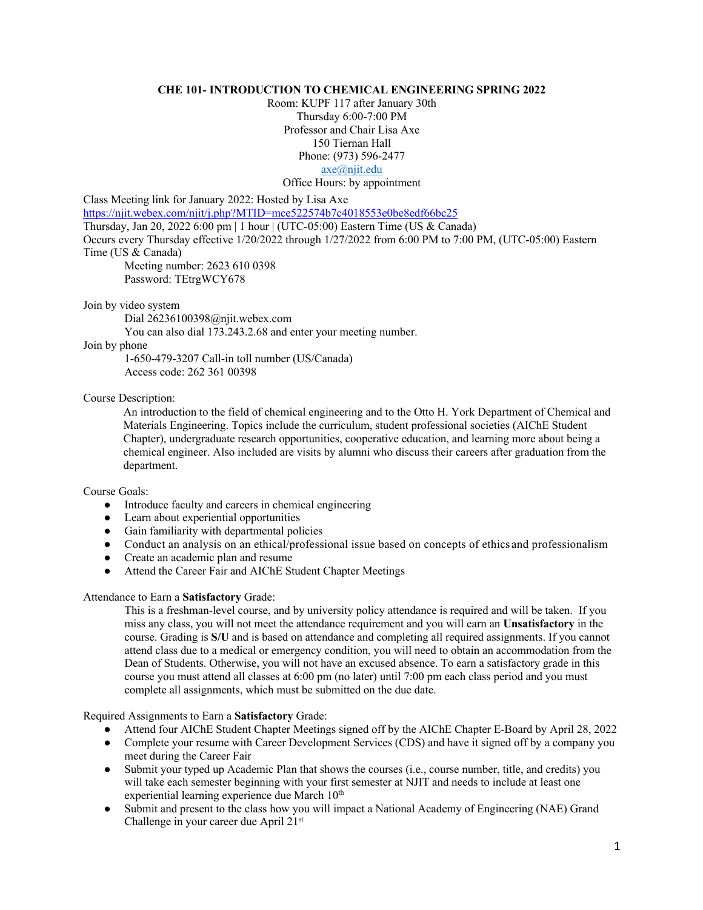**CHE 101- INTRODUCTION TO CHEMICAL ENGINEERING SPRING 2022**

Room: KUPF 117 after January 30th
Thursday 6:00-7:00 PM
Professor and Chair Lisa Axe
150 Tiernan Hall
Phone: (973) 596-2477
axe@njit.edu
Office Hours: by appointment

Class Meeting link for January 2022: Hosted by Lisa Axe
https://njit.webex.com/njit/j.php?MTID=mce522574b7c4018553e0be8edf66bc25
Thursday, Jan 20, 2022 6:00 pm | 1 hour | (UTC-05:00) Eastern Time (US & Canada)
Occurs every Thursday effective 1/20/2022 through 1/27/2022 from 6:00 PM to 7:00 PM, (UTC-05:00) Eastern Time (US & Canada)

Meeting number: 2623 610 0398
Password: TEtrgWCY678

Join by video system

Dial 26236100398@njit.webex.com
You can also dial 173.243.2.68 and enter your meeting number.

Join by phone

1-650-479-3207 Call-in toll number (US/Canada)
Access code: 262 361 00398

Course Description:

An introduction to the field of chemical engineering and to the Otto H. York Department of Chemical and Materials Engineering. Topics include the curriculum, student professional societies (AIChE Student Chapter), undergraduate research opportunities, cooperative education, and learning more about being a chemical engineer. Also included are visits by alumni who discuss their careers after graduation from the department.

Course Goals:

- Introduce faculty and careers in chemical engineering
- Learn about experiential opportunities
- Gain familiarity with departmental policies
- Conduct an analysis on an ethical/professional issue based on concepts of ethics and professionalism
- Create an academic plan and resume
- Attend the Career Fair and AIChE Student Chapter Meetings

Attendance to Earn a **Satisfactory** Grade:

This is a freshman-level course, and by university policy attendance is required and will be taken. If you miss any class, you will not meet the attendance requirement and you will earn an **Unsatisfactory** in the course. Grading is **S/U** and is based on attendance and completing all required assignments. If you cannot attend class due to a medical or emergency condition, you will need to obtain an accommodation from the Dean of Students. Otherwise, you will not have an excused absence. To earn a satisfactory grade in this course you must attend all classes at 6:00 pm (no later) until 7:00 pm each class period and you must complete all assignments, which must be submitted on the due date.

Required Assignments to Earn a **Satisfactory** Grade:

- Attend four AIChE Student Chapter Meetings signed off by the AIChE Chapter E-Board by April 28, 2022
- Complete your resume with Career Development Services (CDS) and have it signed off by a company you meet during the Career Fair
- Submit your typed up Academic Plan that shows the courses (i.e., course number, title, and credits) you will take each semester beginning with your first semester at NJIT and needs to include at least one experiential learning experience due March 10th
- Submit and present to the class how you will impact a National Academy of Engineering (NAE) Grand Challenge in your career due April 21st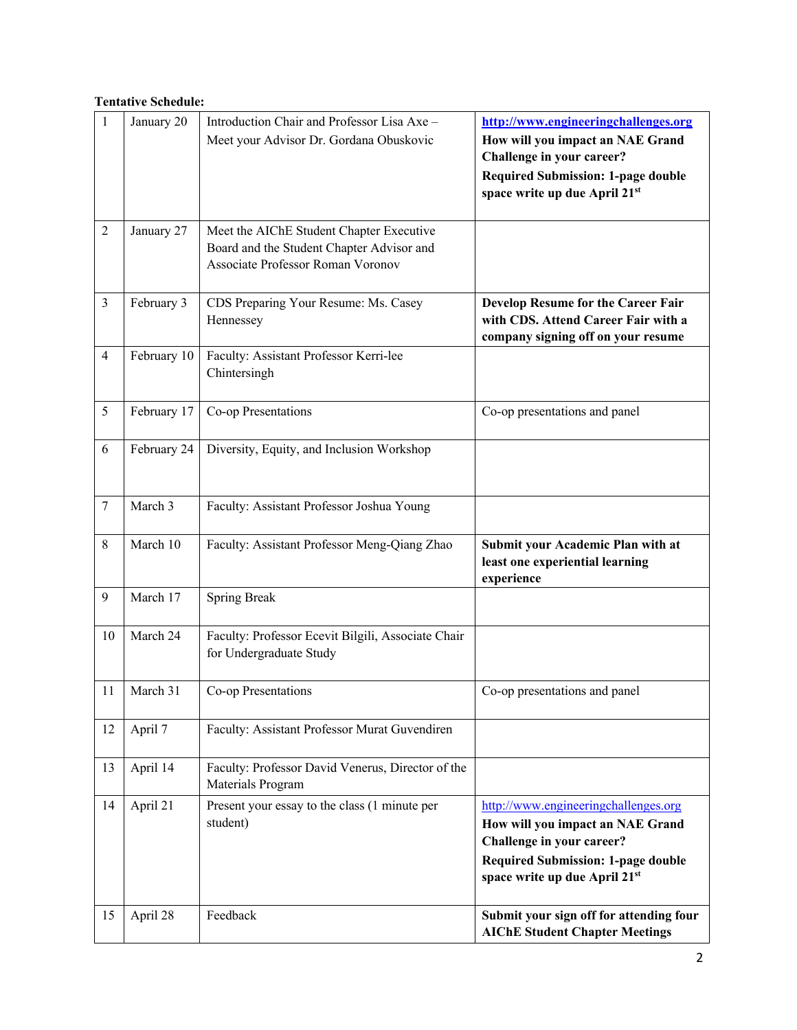**Tentative Schedule:**

| | | | |
|---|---|---|---|
| 1 | January 20 | Introduction Chair and Professor Lisa Axe – Meet your Advisor Dr. Gordana Obuskovic | **http://www.engineeringchallenges.org** **How will you impact an NAE Grand Challenge in your career?** **Required Submission: 1-page double space write up due April 21st** |
| 2 | January 27 | Meet the AIChE Student Chapter Executive Board and the Student Chapter Advisor and Associate Professor Roman Voronov | |
| 3 | February 3 | CDS Preparing Your Resume: Ms. Casey Hennessey | **Develop Resume for the Career Fair with CDS. Attend Career Fair with a company signing off on your resume** |
| 4 | February 10 | Faculty: Assistant Professor Kerri-lee Chintersingh | |
| 5 | February 17 | Co-op Presentations | Co-op presentations and panel |
| 6 | February 24 | Diversity, Equity, and Inclusion Workshop | |
| 7 | March 3 | Faculty: Assistant Professor Joshua Young | |
| 8 | March 10 | Faculty: Assistant Professor Meng-Qiang Zhao | **Submit your Academic Plan with at least one experiential learning experience** |
| 9 | March 17 | Spring Break | |
| 10 | March 24 | Faculty: Professor Ecevit Bilgili, Associate Chair for Undergraduate Study | |
| 11 | March 31 | Co-op Presentations | Co-op presentations and panel |
| 12 | April 7 | Faculty: Assistant Professor Murat Guvendiren | |
| 13 | April 14 | Faculty: Professor David Venerus, Director of the Materials Program | |
| 14 | April 21 | Present your essay to the class (1 minute per student) | http://www.engineeringchallenges.org **How will you impact an NAE Grand Challenge in your career?** **Required Submission: 1-page double space write up due April 21st** |
| 15 | April 28 | Feedback | **Submit your sign off for attending four AIChE Student Chapter Meetings** |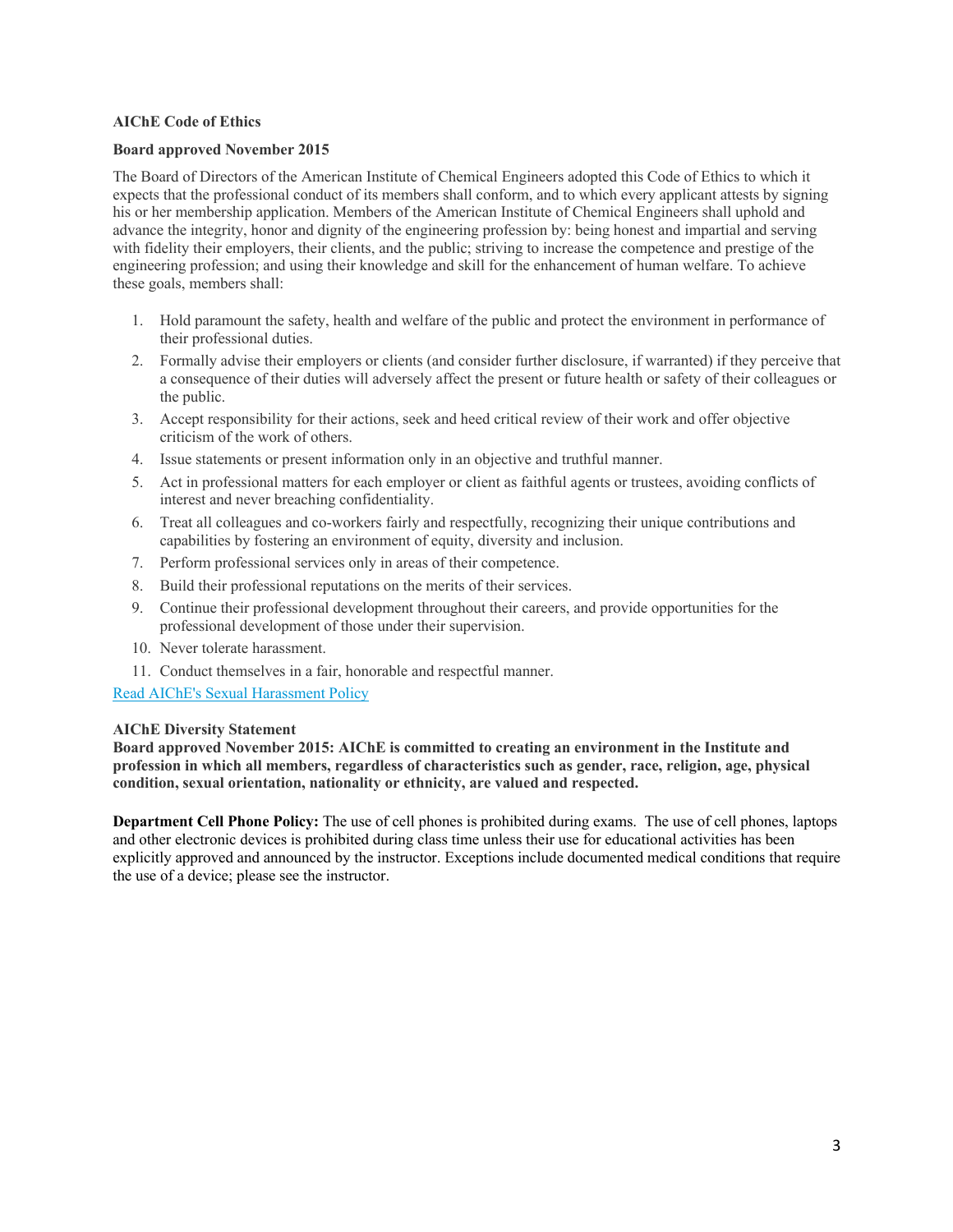**AIChE Code of Ethics**

**Board approved November 2015**

The Board of Directors of the American Institute of Chemical Engineers adopted this Code of Ethics to which it expects that the professional conduct of its members shall conform, and to which every applicant attests by signing his or her membership application. Members of the American Institute of Chemical Engineers shall uphold and advance the integrity, honor and dignity of the engineering profession by: being honest and impartial and serving with fidelity their employers, their clients, and the public; striving to increase the competence and prestige of the engineering profession; and using their knowledge and skill for the enhancement of human welfare. To achieve these goals, members shall:

1. Hold paramount the safety, health and welfare of the public and protect the environment in performance of their professional duties.
2. Formally advise their employers or clients (and consider further disclosure, if warranted) if they perceive that a consequence of their duties will adversely affect the present or future health or safety of their colleagues or the public.
3. Accept responsibility for their actions, seek and heed critical review of their work and offer objective criticism of the work of others.
4. Issue statements or present information only in an objective and truthful manner.
5. Act in professional matters for each employer or client as faithful agents or trustees, avoiding conflicts of interest and never breaching confidentiality.
6. Treat all colleagues and co-workers fairly and respectfully, recognizing their unique contributions and capabilities by fostering an environment of equity, diversity and inclusion.
7. Perform professional services only in areas of their competence.
8. Build their professional reputations on the merits of their services.
9. Continue their professional development throughout their careers, and provide opportunities for the professional development of those under their supervision.
10. Never tolerate harassment.
11. Conduct themselves in a fair, honorable and respectful manner.

Read AIChE's Sexual Harassment Policy

**AIChE Diversity Statement**
**Board approved November 2015: AIChE is committed to creating an environment in the Institute and profession in which all members, regardless of characteristics such as gender, race, religion, age, physical condition, sexual orientation, nationality or ethnicity, are valued and respected.**

**Department Cell Phone Policy:** The use of cell phones is prohibited during exams. The use of cell phones, laptops and other electronic devices is prohibited during class time unless their use for educational activities has been explicitly approved and announced by the instructor. Exceptions include documented medical conditions that require the use of a device; please see the instructor.